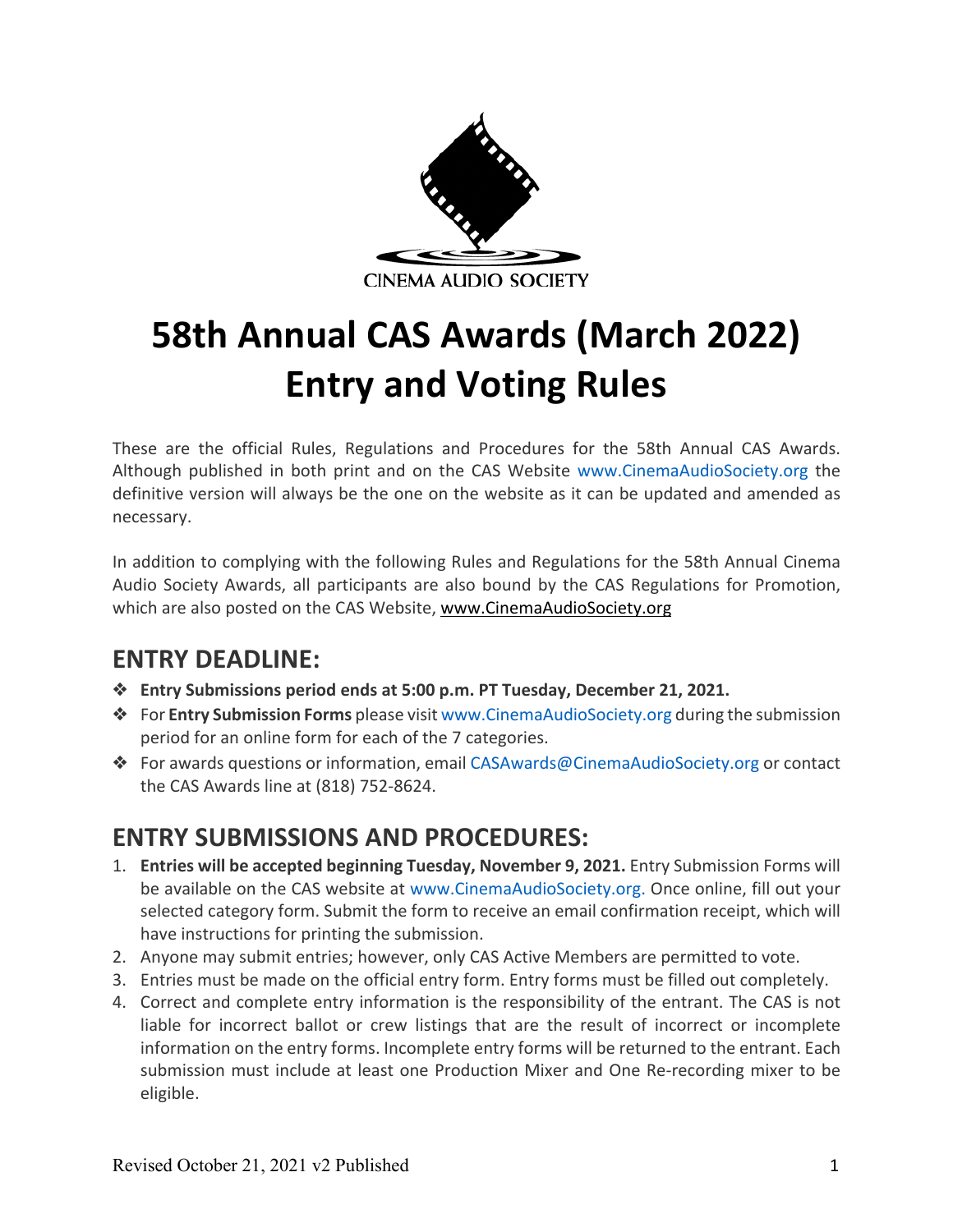CINEMA AUDIO SOCIETY

# 58th Annual CAS Awards (March 2022) Entry and Voting Rules

These are the official Rules, Regulations and Procedures for the 58th Annual CAS Awards. Although published in both print and on the CAS Website www.CinemaAudioSociety.org the definitive version will always be the one on the website as it can be updated and amended as necessary.

In addition to complying with the following Rules and Regulations for the 58th Annual Cinema Audio Society Awards, all participants are also bound by the CAS Regulations for Promotion, which are also posted on the CAS Website, www.CinemaAudioSociety.org

## ENTRY DEADLINE:

- **Entry Submissions period ends at 5:00 p.m. PT Tuesday, December 21, 2021.**
- For **Entry Submission Forms** please visit www.CinemaAudioSociety.org during the submission period for an online form for each of the 7 categories.
- For awards questions or information, email CASAwards@CinemaAudioSociety.org or contact the CAS Awards line at (818) 752-8624.

## ENTRY SUBMISSIONS AND PROCEDURES:

1. **Entries will be accepted beginning Tuesday, November 9, 2021.** Entry Submission Forms will be available on the CAS website at www.CinemaAudioSociety.org. Once online, fill out your selected category form. Submit the form to receive an email confirmation receipt, which will have instructions for printing the submission.
2. Anyone may submit entries; however, only CAS Active Members are permitted to vote.
3. Entries must be made on the official entry form. Entry forms must be filled out completely.
4. Correct and complete entry information is the responsibility of the entrant. The CAS is not liable for incorrect ballot or crew listings that are the result of incorrect or incomplete information on the entry forms. Incomplete entry forms will be returned to the entrant. Each submission must include at least one Production Mixer and One Re-recording mixer to be eligible.

Revised October 21, 2021 v2 Published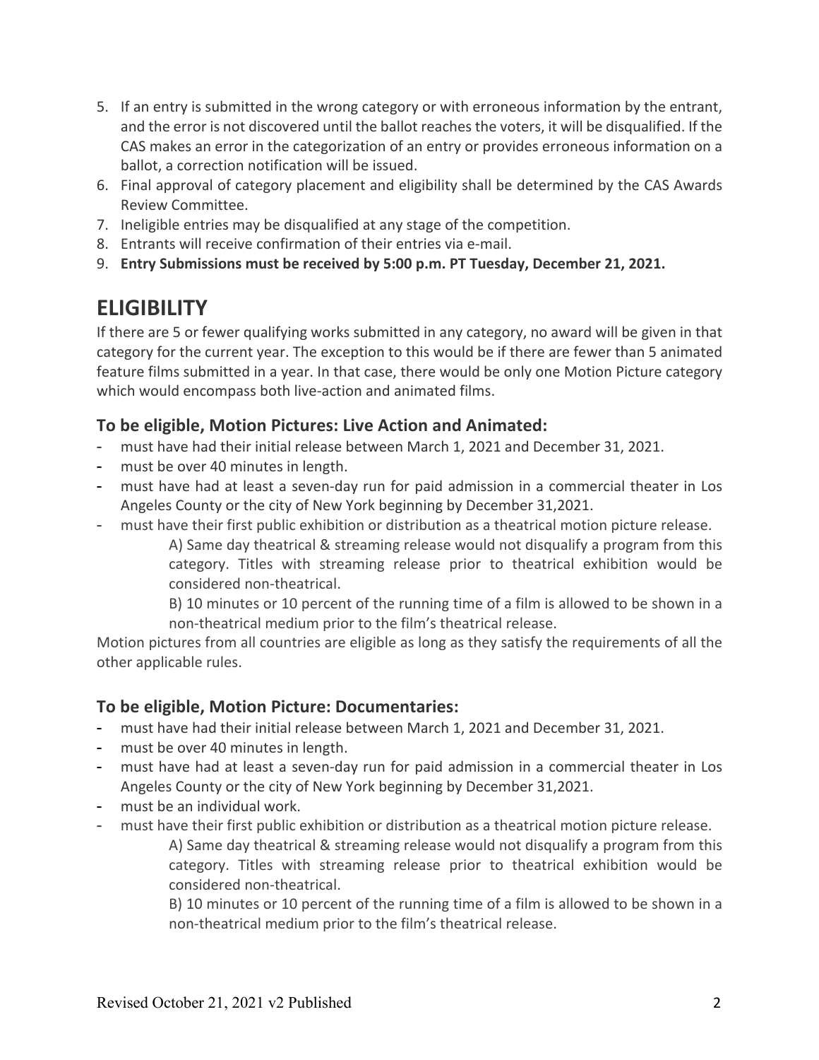5. If an entry is submitted in the wrong category or with erroneous information by the entrant, and the error is not discovered until the ballot reaches the voters, it will be disqualified. If the CAS makes an error in the categorization of an entry or provides erroneous information on a ballot, a correction notification will be issued.
6. Final approval of category placement and eligibility shall be determined by the CAS Awards Review Committee.
7. Ineligible entries may be disqualified at any stage of the competition.
8. Entrants will receive confirmation of their entries via e-mail.
9. **Entry Submissions must be received by 5:00 p.m. PT Tuesday, December 21, 2021.**

# ELIGIBILITY

If there are 5 or fewer qualifying works submitted in any category, no award will be given in that category for the current year. The exception to this would be if there are fewer than 5 animated feature films submitted in a year. In that case, there would be only one Motion Picture category which would encompass both live-action and animated films.

### To be eligible, Motion Pictures: Live Action and Animated:

- must have had their initial release between March 1, 2021 and December 31, 2021.
- must be over 40 minutes in length.
- must have had at least a seven-day run for paid admission in a commercial theater in Los Angeles County or the city of New York beginning by December 31,2021.
- must have their first public exhibition or distribution as a theatrical motion picture release.
  - A) Same day theatrical & streaming release would not disqualify a program from this category. Titles with streaming release prior to theatrical exhibition would be considered non-theatrical.
  - B) 10 minutes or 10 percent of the running time of a film is allowed to be shown in a non-theatrical medium prior to the film's theatrical release.

Motion pictures from all countries are eligible as long as they satisfy the requirements of all the other applicable rules.

### To be eligible, Motion Picture: Documentaries:

- must have had their initial release between March 1, 2021 and December 31, 2021.
- must be over 40 minutes in length.
- must have had at least a seven-day run for paid admission in a commercial theater in Los Angeles County or the city of New York beginning by December 31,2021.
- must be an individual work.
- must have their first public exhibition or distribution as a theatrical motion picture release.
  - A) Same day theatrical & streaming release would not disqualify a program from this category. Titles with streaming release prior to theatrical exhibition would be considered non-theatrical.
  - B) 10 minutes or 10 percent of the running time of a film is allowed to be shown in a non-theatrical medium prior to the film's theatrical release.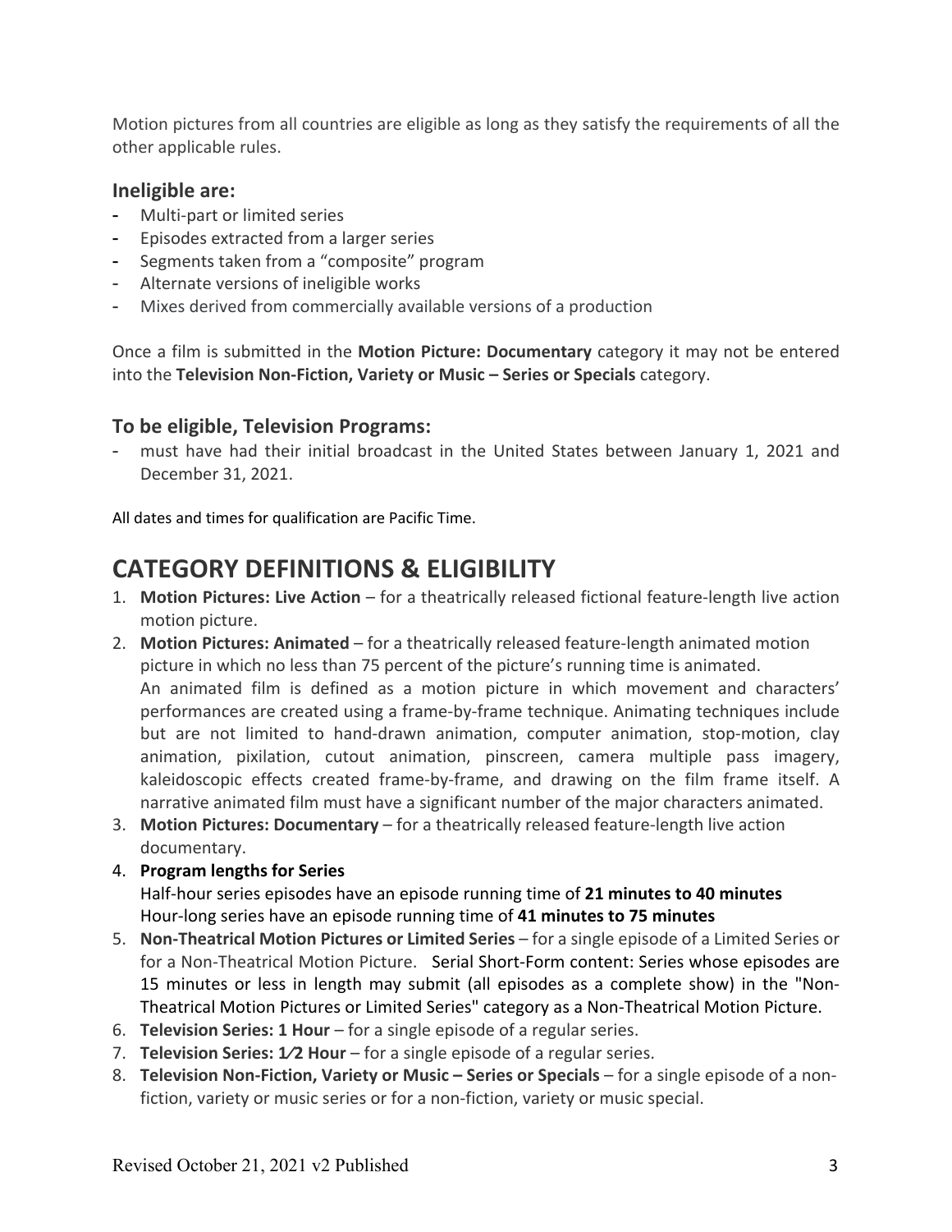Motion pictures from all countries are eligible as long as they satisfy the requirements of all the other applicable rules.

### Ineligible are:

- Multi-part or limited series
- Episodes extracted from a larger series
- Segments taken from a “composite” program
- Alternate versions of ineligible works
- Mixes derived from commercially available versions of a production

Once a film is submitted in the **Motion Picture: Documentary** category it may not be entered into the **Television Non-Fiction, Variety or Music – Series or Specials** category.

### To be eligible, Television Programs:

- must have had their initial broadcast in the United States between January 1, 2021 and December 31, 2021.

All dates and times for qualification are Pacific Time.

## CATEGORY DEFINITIONS & ELIGIBILITY

1. **Motion Pictures: Live Action** – for a theatrically released fictional feature-length live action motion picture.
2. **Motion Pictures: Animated** – for a theatrically released feature-length animated motion picture in which no less than 75 percent of the picture’s running time is animated.
   An animated film is defined as a motion picture in which movement and characters’ performances are created using a frame-by-frame technique. Animating techniques include but are not limited to hand-drawn animation, computer animation, stop-motion, clay animation, pixilation, cutout animation, pinscreen, camera multiple pass imagery, kaleidoscopic effects created frame-by-frame, and drawing on the film frame itself. A narrative animated film must have a significant number of the major characters animated.
3. **Motion Pictures: Documentary** – for a theatrically released feature-length live action documentary.
4. **Program lengths for Series**
   Half-hour series episodes have an episode running time of **21 minutes to 40 minutes**
   Hour-long series have an episode running time of **41 minutes to 75 minutes**
5. **Non-Theatrical Motion Pictures or Limited Series** – for a single episode of a Limited Series or for a Non-Theatrical Motion Picture. Serial Short-Form content: Series whose episodes are 15 minutes or less in length may submit (all episodes as a complete show) in the "Non-Theatrical Motion Pictures or Limited Series" category as a Non-Theatrical Motion Picture.
6. **Television Series: 1 Hour** – for a single episode of a regular series.
7. **Television Series: 1⁄2 Hour** – for a single episode of a regular series.
8. **Television Non-Fiction, Variety or Music – Series or Specials** – for a single episode of a non-fiction, variety or music series or for a non-fiction, variety or music special.

Revised October 21, 2021 v2 Published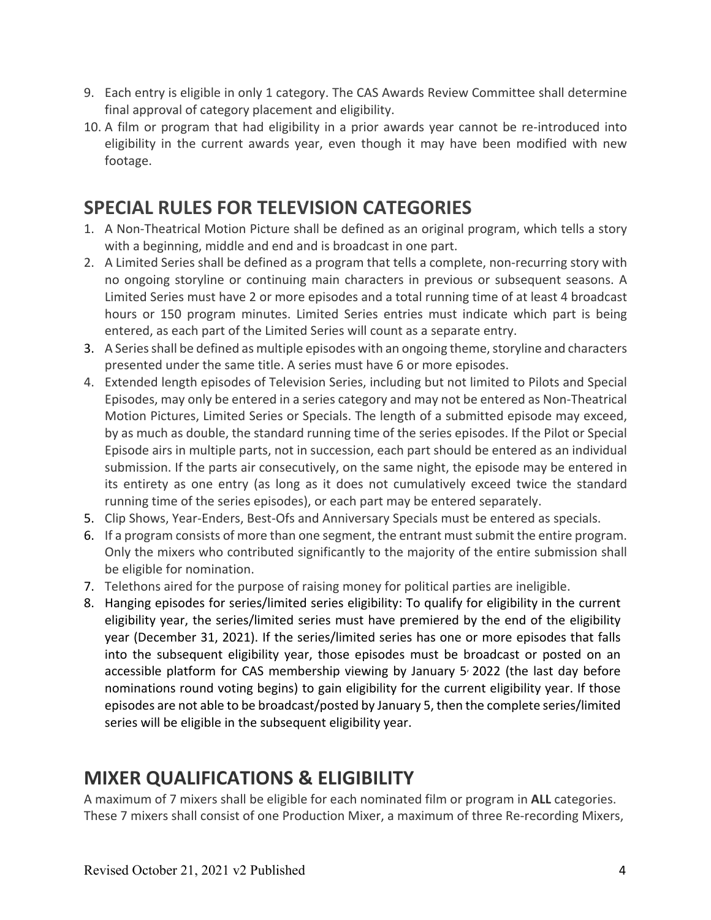9. Each entry is eligible in only 1 category. The CAS Awards Review Committee shall determine final approval of category placement and eligibility.
10. A film or program that had eligibility in a prior awards year cannot be re-introduced into eligibility in the current awards year, even though it may have been modified with new footage.

## SPECIAL RULES FOR TELEVISION CATEGORIES

1. A Non-Theatrical Motion Picture shall be defined as an original program, which tells a story with a beginning, middle and end and is broadcast in one part.
2. A Limited Series shall be defined as a program that tells a complete, non-recurring story with no ongoing storyline or continuing main characters in previous or subsequent seasons. A Limited Series must have 2 or more episodes and a total running time of at least 4 broadcast hours or 150 program minutes. Limited Series entries must indicate which part is being entered, as each part of the Limited Series will count as a separate entry.
3. A Series shall be defined as multiple episodes with an ongoing theme, storyline and characters presented under the same title. A series must have 6 or more episodes.
4. Extended length episodes of Television Series, including but not limited to Pilots and Special Episodes, may only be entered in a series category and may not be entered as Non-Theatrical Motion Pictures, Limited Series or Specials. The length of a submitted episode may exceed, by as much as double, the standard running time of the series episodes. If the Pilot or Special Episode airs in multiple parts, not in succession, each part should be entered as an individual submission. If the parts air consecutively, on the same night, the episode may be entered in its entirety as one entry (as long as it does not cumulatively exceed twice the standard running time of the series episodes), or each part may be entered separately.
5. Clip Shows, Year-Enders, Best-Ofs and Anniversary Specials must be entered as specials.
6. If a program consists of more than one segment, the entrant must submit the entire program. Only the mixers who contributed significantly to the majority of the entire submission shall be eligible for nomination.
7. Telethons aired for the purpose of raising money for political parties are ineligible.
8. Hanging episodes for series/limited series eligibility: To qualify for eligibility in the current eligibility year, the series/limited series must have premiered by the end of the eligibility year (December 31, 2021). If the series/limited series has one or more episodes that falls into the subsequent eligibility year, those episodes must be broadcast or posted on an accessible platform for CAS membership viewing by January 5, 2022 (the last day before nominations round voting begins) to gain eligibility for the current eligibility year. If those episodes are not able to be broadcast/posted by January 5, then the complete series/limited series will be eligible in the subsequent eligibility year.

## MIXER QUALIFICATIONS & ELIGIBILITY

A maximum of 7 mixers shall be eligible for each nominated film or program in **ALL** categories. These 7 mixers shall consist of one Production Mixer, a maximum of three Re-recording Mixers,

Revised October 21, 2021 v2 Published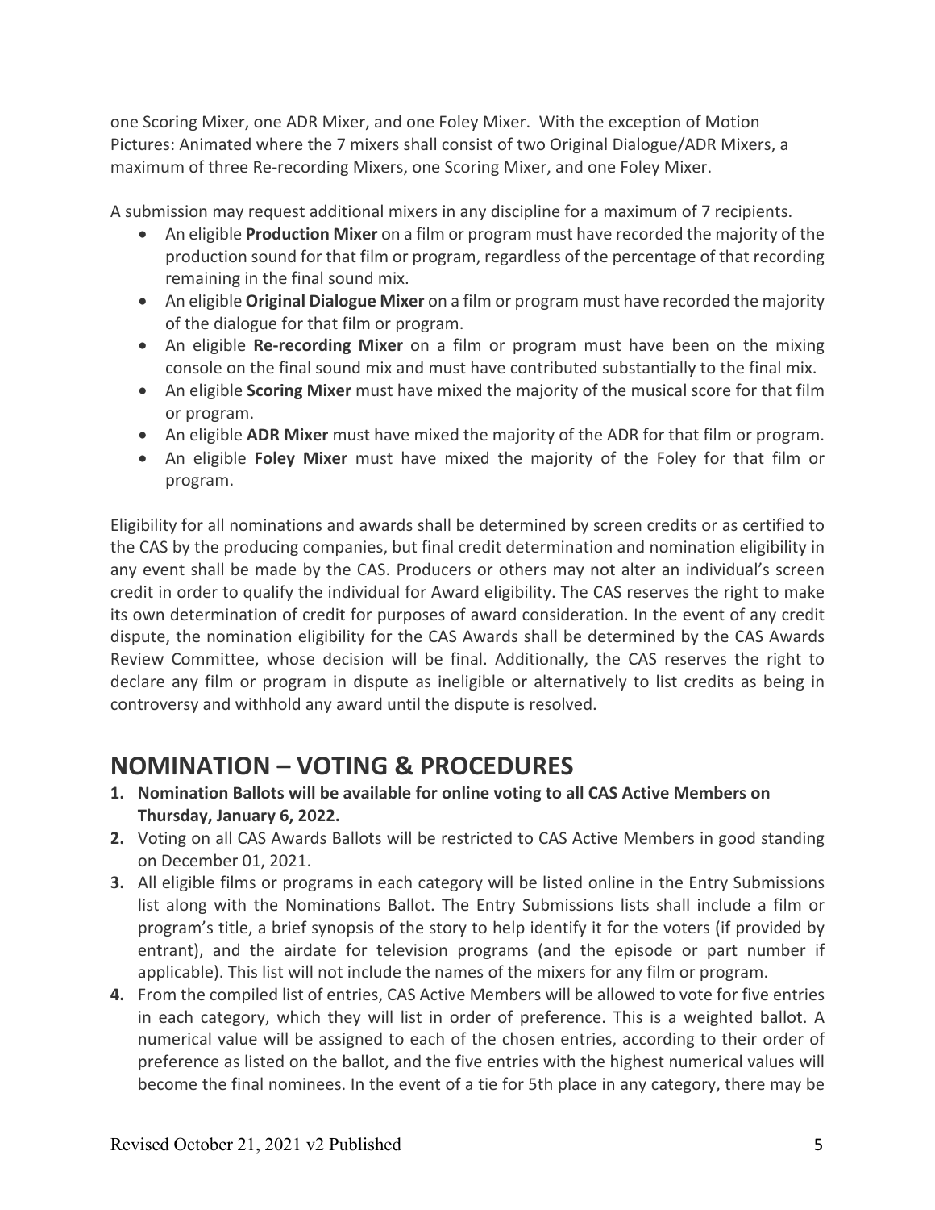one Scoring Mixer, one ADR Mixer, and one Foley Mixer.  With the exception of Motion Pictures: Animated where the 7 mixers shall consist of two Original Dialogue/ADR Mixers, a maximum of three Re-recording Mixers, one Scoring Mixer, and one Foley Mixer.

A submission may request additional mixers in any discipline for a maximum of 7 recipients.

- An eligible **Production Mixer** on a film or program must have recorded the majority of the production sound for that film or program, regardless of the percentage of that recording remaining in the final sound mix.
- An eligible **Original Dialogue Mixer** on a film or program must have recorded the majority of the dialogue for that film or program.
- An eligible **Re-recording Mixer** on a film or program must have been on the mixing console on the final sound mix and must have contributed substantially to the final mix.
- An eligible **Scoring Mixer** must have mixed the majority of the musical score for that film or program.
- An eligible **ADR Mixer** must have mixed the majority of the ADR for that film or program.
- An eligible **Foley Mixer** must have mixed the majority of the Foley for that film or program.

Eligibility for all nominations and awards shall be determined by screen credits or as certified to the CAS by the producing companies, but final credit determination and nomination eligibility in any event shall be made by the CAS. Producers or others may not alter an individual's screen credit in order to qualify the individual for Award eligibility. The CAS reserves the right to make its own determination of credit for purposes of award consideration. In the event of any credit dispute, the nomination eligibility for the CAS Awards shall be determined by the CAS Awards Review Committee, whose decision will be final. Additionally, the CAS reserves the right to declare any film or program in dispute as ineligible or alternatively to list credits as being in controversy and withhold any award until the dispute is resolved.

## NOMINATION – VOTING & PROCEDURES

1. **Nomination Ballots will be available for online voting to all CAS Active Members on Thursday, January 6, 2022.**
2. Voting on all CAS Awards Ballots will be restricted to CAS Active Members in good standing on December 01, 2021.
3. All eligible films or programs in each category will be listed online in the Entry Submissions list along with the Nominations Ballot. The Entry Submissions lists shall include a film or program's title, a brief synopsis of the story to help identify it for the voters (if provided by entrant), and the airdate for television programs (and the episode or part number if applicable). This list will not include the names of the mixers for any film or program.
4. From the compiled list of entries, CAS Active Members will be allowed to vote for five entries in each category, which they will list in order of preference. This is a weighted ballot. A numerical value will be assigned to each of the chosen entries, according to their order of preference as listed on the ballot, and the five entries with the highest numerical values will become the final nominees. In the event of a tie for 5th place in any category, there may be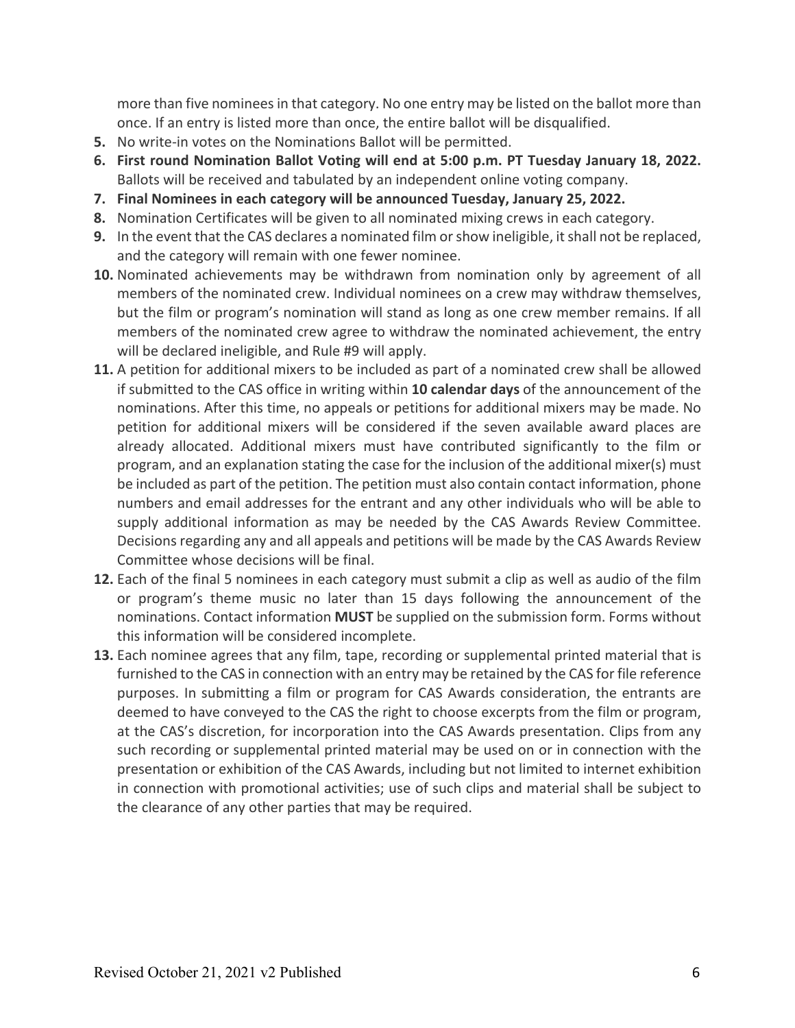more than five nominees in that category. No one entry may be listed on the ballot more than once. If an entry is listed more than once, the entire ballot will be disqualified.

5. No write-in votes on the Nominations Ballot will be permitted.
6. **First round Nomination Ballot Voting will end at 5:00 p.m. PT Tuesday January 18, 2022.** Ballots will be received and tabulated by an independent online voting company.
7. **Final Nominees in each category will be announced Tuesday, January 25, 2022.**
8. Nomination Certificates will be given to all nominated mixing crews in each category.
9. In the event that the CAS declares a nominated film or show ineligible, it shall not be replaced, and the category will remain with one fewer nominee.
10. Nominated achievements may be withdrawn from nomination only by agreement of all members of the nominated crew. Individual nominees on a crew may withdraw themselves, but the film or program's nomination will stand as long as one crew member remains. If all members of the nominated crew agree to withdraw the nominated achievement, the entry will be declared ineligible, and Rule #9 will apply.
11. A petition for additional mixers to be included as part of a nominated crew shall be allowed if submitted to the CAS office in writing within **10 calendar days** of the announcement of the nominations. After this time, no appeals or petitions for additional mixers may be made. No petition for additional mixers will be considered if the seven available award places are already allocated. Additional mixers must have contributed significantly to the film or program, and an explanation stating the case for the inclusion of the additional mixer(s) must be included as part of the petition. The petition must also contain contact information, phone numbers and email addresses for the entrant and any other individuals who will be able to supply additional information as may be needed by the CAS Awards Review Committee. Decisions regarding any and all appeals and petitions will be made by the CAS Awards Review Committee whose decisions will be final.
12. Each of the final 5 nominees in each category must submit a clip as well as audio of the film or program's theme music no later than 15 days following the announcement of the nominations. Contact information **MUST** be supplied on the submission form. Forms without this information will be considered incomplete.
13. Each nominee agrees that any film, tape, recording or supplemental printed material that is furnished to the CAS in connection with an entry may be retained by the CAS for file reference purposes. In submitting a film or program for CAS Awards consideration, the entrants are deemed to have conveyed to the CAS the right to choose excerpts from the film or program, at the CAS's discretion, for incorporation into the CAS Awards presentation. Clips from any such recording or supplemental printed material may be used on or in connection with the presentation or exhibition of the CAS Awards, including but not limited to internet exhibition in connection with promotional activities; use of such clips and material shall be subject to the clearance of any other parties that may be required.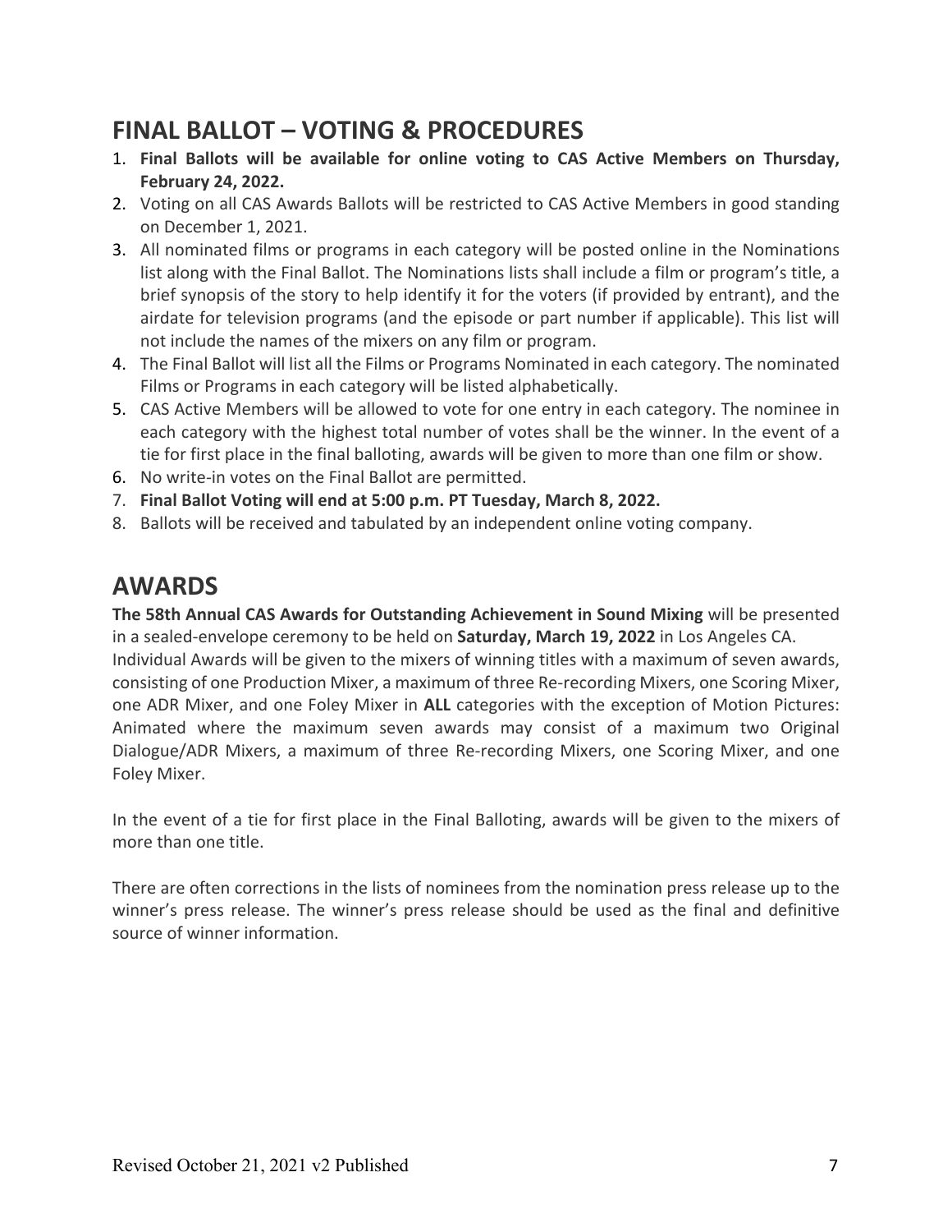## FINAL BALLOT – VOTING & PROCEDURES

1. **Final Ballots will be available for online voting to CAS Active Members on Thursday, February 24, 2022.**
2. Voting on all CAS Awards Ballots will be restricted to CAS Active Members in good standing on December 1, 2021.
3. All nominated films or programs in each category will be posted online in the Nominations list along with the Final Ballot. The Nominations lists shall include a film or program's title, a brief synopsis of the story to help identify it for the voters (if provided by entrant), and the airdate for television programs (and the episode or part number if applicable). This list will not include the names of the mixers on any film or program.
4. The Final Ballot will list all the Films or Programs Nominated in each category. The nominated Films or Programs in each category will be listed alphabetically.
5. CAS Active Members will be allowed to vote for one entry in each category. The nominee in each category with the highest total number of votes shall be the winner. In the event of a tie for first place in the final balloting, awards will be given to more than one film or show.
6. No write-in votes on the Final Ballot are permitted.
7. **Final Ballot Voting will end at 5:00 p.m. PT Tuesday, March 8, 2022.**
8. Ballots will be received and tabulated by an independent online voting company.

## AWARDS

**The 58th Annual CAS Awards for Outstanding Achievement in Sound Mixing** will be presented in a sealed-envelope ceremony to be held on **Saturday, March 19, 2022** in Los Angeles CA. Individual Awards will be given to the mixers of winning titles with a maximum of seven awards, consisting of one Production Mixer, a maximum of three Re-recording Mixers, one Scoring Mixer, one ADR Mixer, and one Foley Mixer in **ALL** categories with the exception of Motion Pictures: Animated where the maximum seven awards may consist of a maximum two Original Dialogue/ADR Mixers, a maximum of three Re-recording Mixers, one Scoring Mixer, and one Foley Mixer.

In the event of a tie for first place in the Final Balloting, awards will be given to the mixers of more than one title.

There are often corrections in the lists of nominees from the nomination press release up to the winner's press release. The winner's press release should be used as the final and definitive source of winner information.